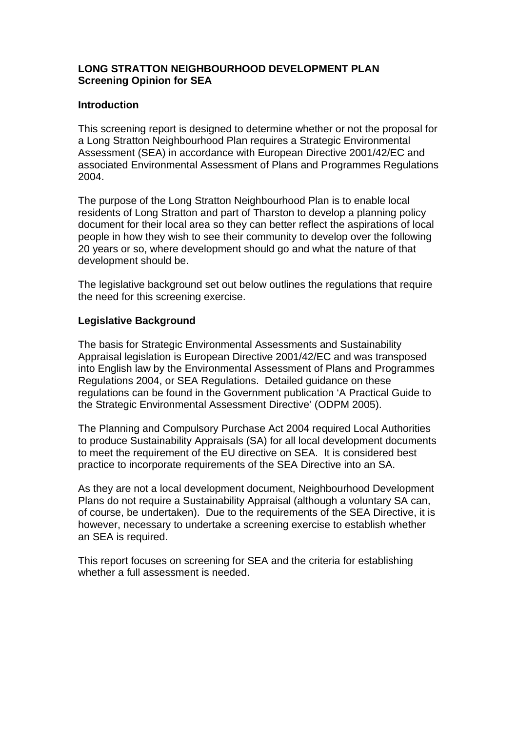# LONG STRATTON NEIGHBOURHOOD DEVELOPMENT PLAN
## Screening Opinion for SEA

### Introduction

This screening report is designed to determine whether or not the proposal for a Long Stratton Neighbourhood Plan requires a Strategic Environmental Assessment (SEA) in accordance with European Directive 2001/42/EC and associated Environmental Assessment of Plans and Programmes Regulations 2004.

The purpose of the Long Stratton Neighbourhood Plan is to enable local residents of Long Stratton and part of Tharston to develop a planning policy document for their local area so they can better reflect the aspirations of local people in how they wish to see their community to develop over the following 20 years or so, where development should go and what the nature of that development should be.

The legislative background set out below outlines the regulations that require the need for this screening exercise.

### Legislative Background

The basis for Strategic Environmental Assessments and Sustainability Appraisal legislation is European Directive 2001/42/EC and was transposed into English law by the Environmental Assessment of Plans and Programmes Regulations 2004, or SEA Regulations. Detailed guidance on these regulations can be found in the Government publication 'A Practical Guide to the Strategic Environmental Assessment Directive' (ODPM 2005).

The Planning and Compulsory Purchase Act 2004 required Local Authorities to produce Sustainability Appraisals (SA) for all local development documents to meet the requirement of the EU directive on SEA. It is considered best practice to incorporate requirements of the SEA Directive into an SA.

As they are not a local development document, Neighbourhood Development Plans do not require a Sustainability Appraisal (although a voluntary SA can, of course, be undertaken). Due to the requirements of the SEA Directive, it is however, necessary to undertake a screening exercise to establish whether an SEA is required.

This report focuses on screening for SEA and the criteria for establishing whether a full assessment is needed.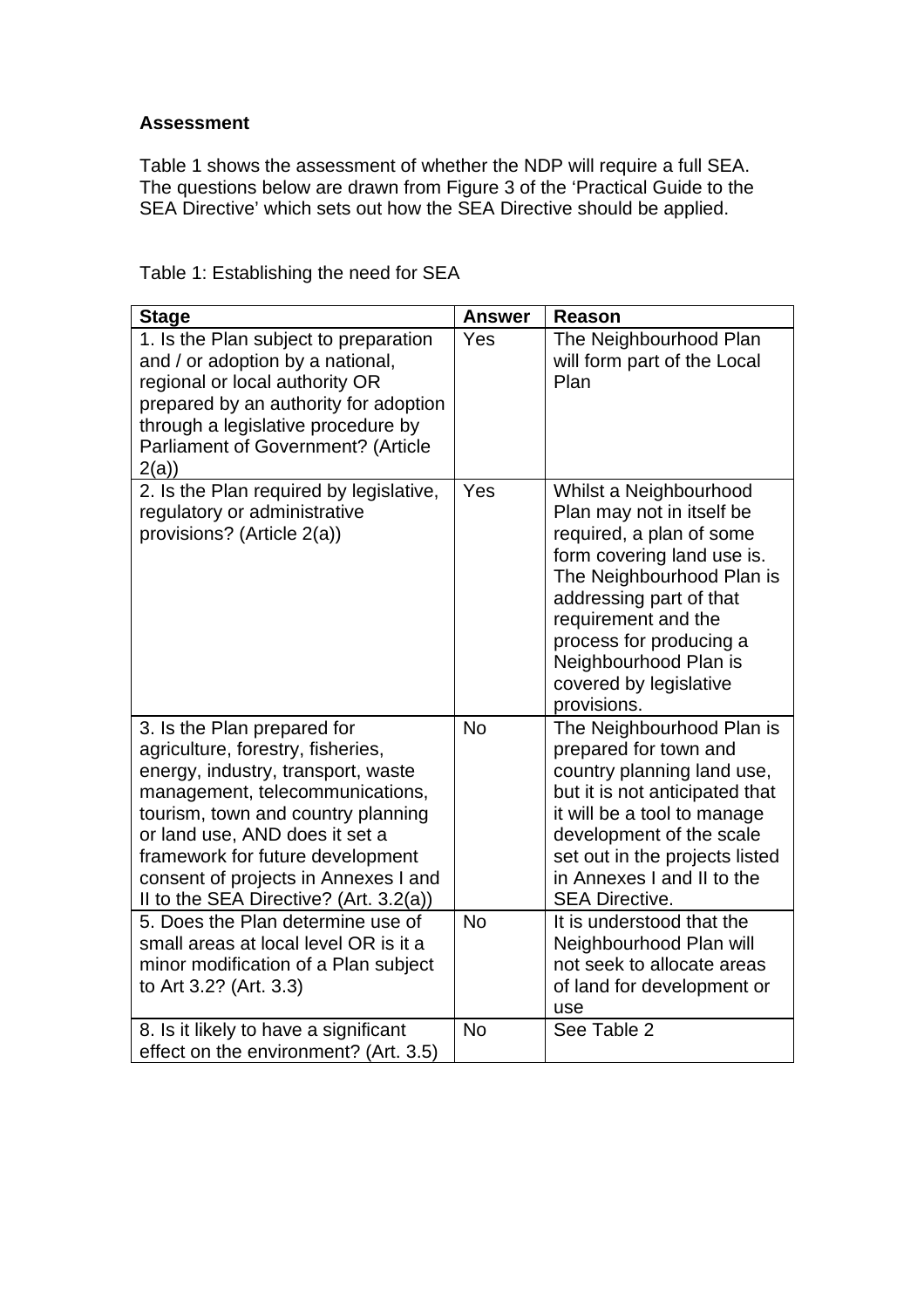**Assessment**

Table 1 shows the assessment of whether the NDP will require a full SEA. The questions below are drawn from Figure 3 of the 'Practical Guide to the SEA Directive' which sets out how the SEA Directive should be applied.

Table 1: Establishing the need for SEA

| Stage | Answer | Reason |
|---|---|---|
| 1. Is the Plan subject to preparation and / or adoption by a national, regional or local authority OR prepared by an authority for adoption through a legislative procedure by Parliament of Government? (Article 2(a)) | Yes | The Neighbourhood Plan will form part of the Local Plan |
| 2. Is the Plan required by legislative, regulatory or administrative provisions? (Article 2(a)) | Yes | Whilst a Neighbourhood Plan may not in itself be required, a plan of some form covering land use is. The Neighbourhood Plan is addressing part of that requirement and the process for producing a Neighbourhood Plan is covered by legislative provisions. |
| 3. Is the Plan prepared for agriculture, forestry, fisheries, energy, industry, transport, waste management, telecommunications, tourism, town and country planning or land use, AND does it set a framework for future development consent of projects in Annexes I and II to the SEA Directive? (Art. 3.2(a)) | No | The Neighbourhood Plan is prepared for town and country planning land use, but it is not anticipated that it will be a tool to manage development of the scale set out in the projects listed in Annexes I and II to the SEA Directive. |
| 5. Does the Plan determine use of small areas at local level OR is it a minor modification of a Plan subject to Art 3.2? (Art. 3.3) | No | It is understood that the Neighbourhood Plan will not seek to allocate areas of land for development or use |
| 8. Is it likely to have a significant effect on the environment? (Art. 3.5) | No | See Table 2 |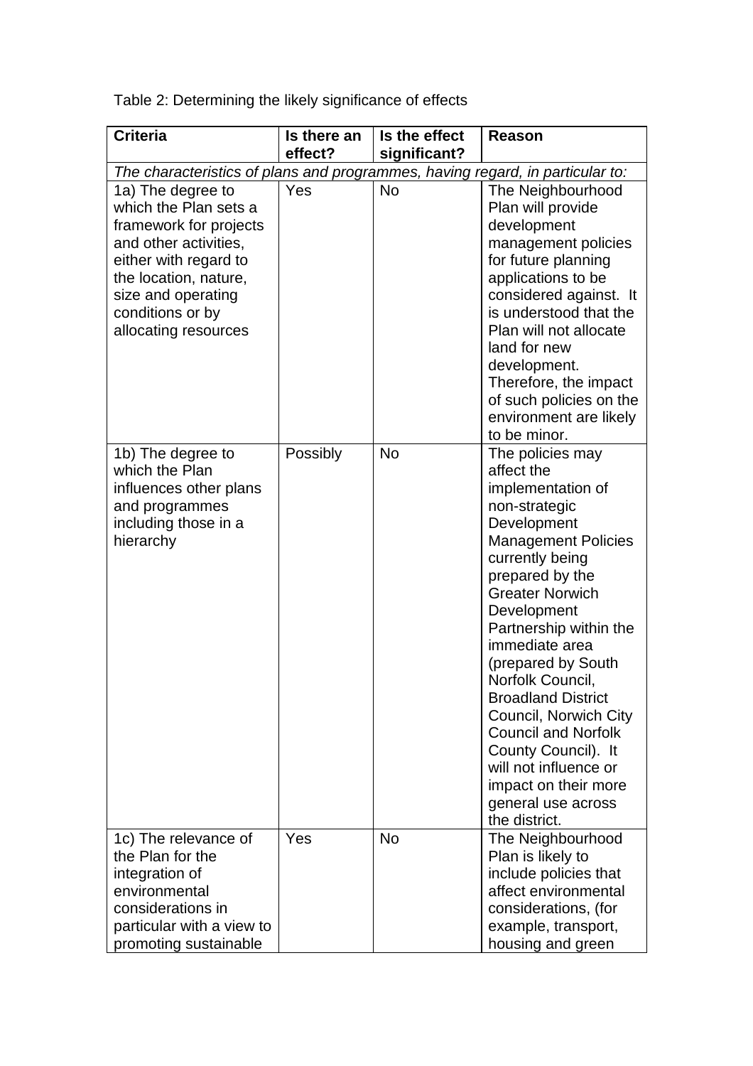Table 2: Determining the likely significance of effects

| Criteria | Is there an effect? | Is the effect significant? | Reason |
|---|---|---|---|
| *The characteristics of plans and programmes, having regard, in particular to:* | | | |
| 1a) The degree to which the Plan sets a framework for projects and other activities, either with regard to the location, nature, size and operating conditions or by allocating resources | Yes | No | The Neighbourhood Plan will provide development management policies for future planning applications to be considered against. It is understood that the Plan will not allocate land for new development. Therefore, the impact of such policies on the environment are likely to be minor. |
| 1b) The degree to which the Plan influences other plans and programmes including those in a hierarchy | Possibly | No | The policies may affect the implementation of non-strategic Development Management Policies currently being prepared by the Greater Norwich Development Partnership within the immediate area (prepared by South Norfolk Council, Broadland District Council, Norwich City Council and Norfolk County Council). It will not influence or impact on their more general use across the district. |
| 1c) The relevance of the Plan for the integration of environmental considerations in particular with a view to promoting sustainable | Yes | No | The Neighbourhood Plan is likely to include policies that affect environmental considerations, (for example, transport, housing and green |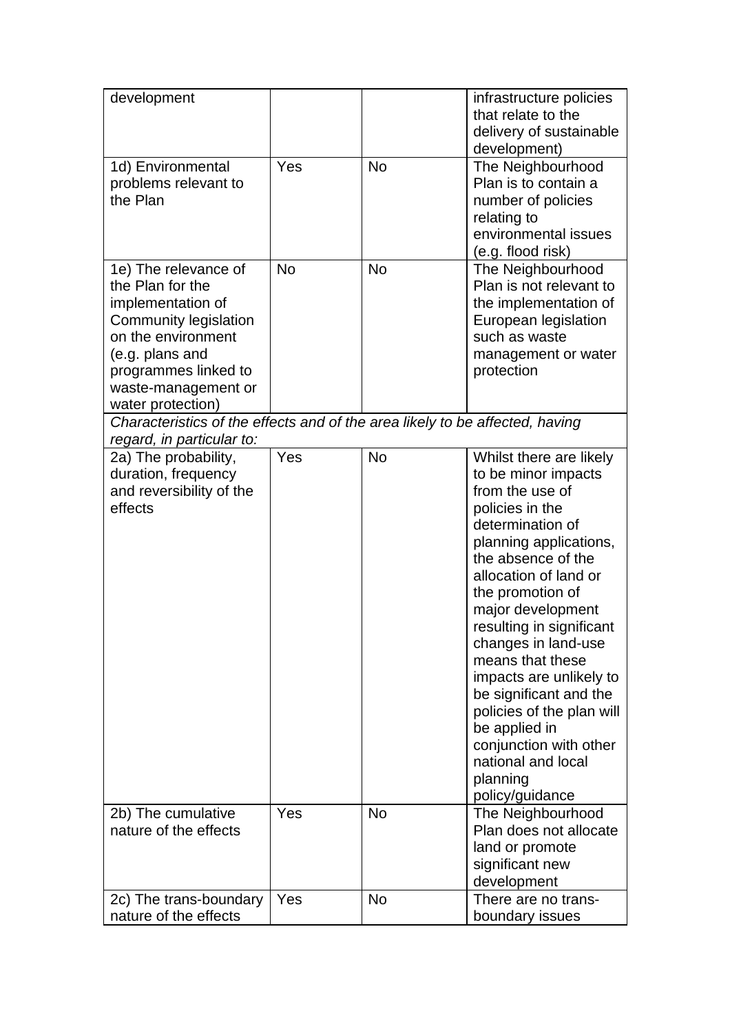| | | | |
|---|---|---|---|
| development | | | infrastructure policies that relate to the delivery of sustainable development) |
| 1d) Environmental problems relevant to the Plan | Yes | No | The Neighbourhood Plan is to contain a number of policies relating to environmental issues (e.g. flood risk) |
| 1e) The relevance of the Plan for the implementation of Community legislation on the environment (e.g. plans and programmes linked to waste-management or water protection) | No | No | The Neighbourhood Plan is not relevant to the implementation of European legislation such as waste management or water protection |
| *Characteristics of the effects and of the area likely to be affected, having regard, in particular to:* | | | |
| 2a) The probability, duration, frequency and reversibility of the effects | Yes | No | Whilst there are likely to be minor impacts from the use of policies in the determination of planning applications, the absence of the allocation of land or the promotion of major development resulting in significant changes in land-use means that these impacts are unlikely to be significant and the policies of the plan will be applied in conjunction with other national and local planning policy/guidance |
| 2b) The cumulative nature of the effects | Yes | No | The Neighbourhood Plan does not allocate land or promote significant new development |
| 2c) The trans-boundary nature of the effects | Yes | No | There are no trans-boundary issues |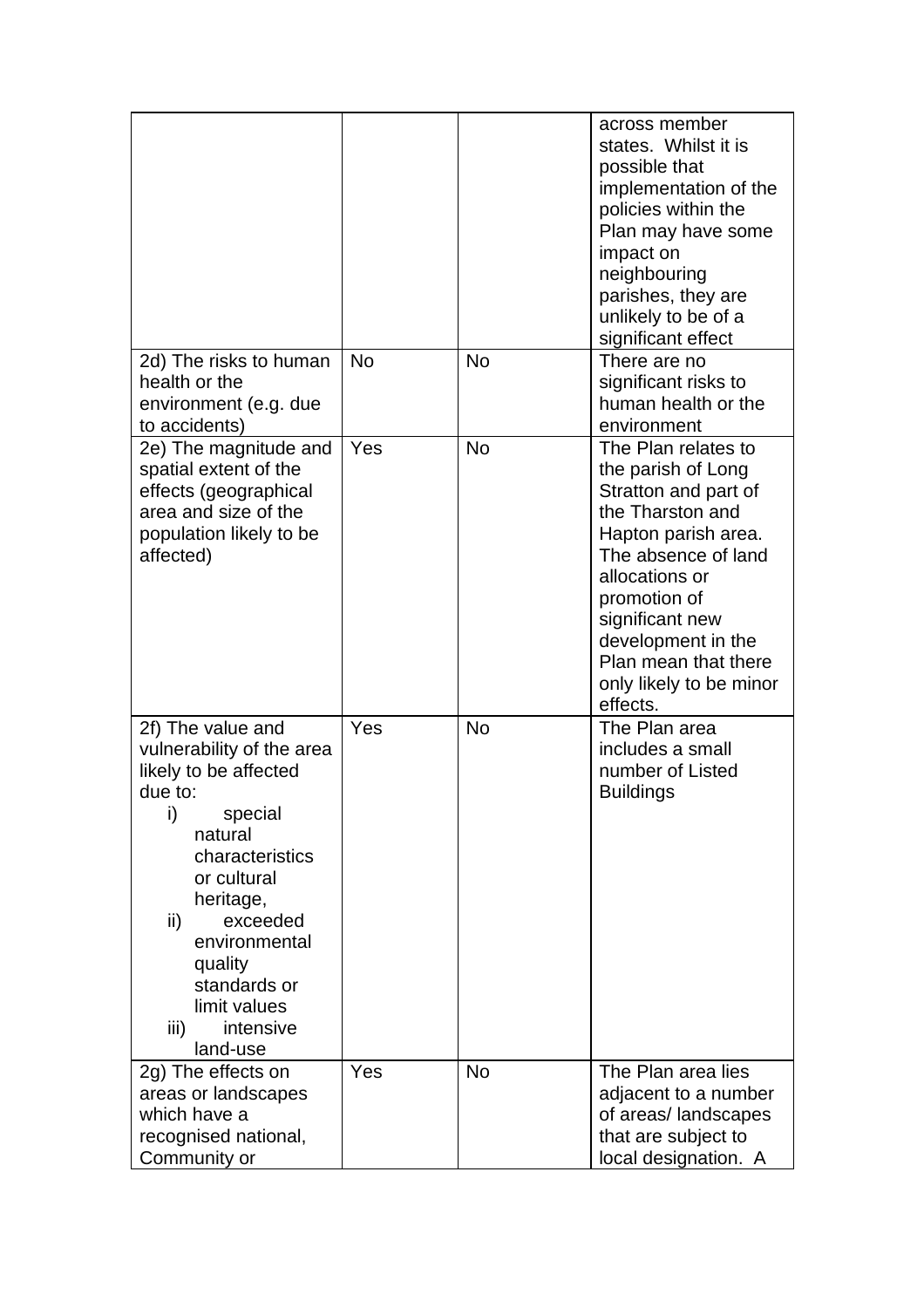| | | | |
|---|---|---|---|
| | | | across member states. Whilst it is possible that implementation of the policies within the Plan may have some impact on neighbouring parishes, they are unlikely to be of a significant effect |
| 2d) The risks to human health or the environment (e.g. due to accidents) | No | No | There are no significant risks to human health or the environment |
| 2e) The magnitude and spatial extent of the effects (geographical area and size of the population likely to be affected) | Yes | No | The Plan relates to the parish of Long Stratton and part of the Tharston and Hapton parish area. The absence of land allocations or promotion of significant new development in the Plan mean that there only likely to be minor effects. |
| 2f) The value and vulnerability of the area likely to be affected due to: i) special natural characteristics or cultural heritage, ii) exceeded environmental quality standards or limit values iii) intensive land-use | Yes | No | The Plan area includes a small number of Listed Buildings |
| 2g) The effects on areas or landscapes which have a recognised national, Community or | Yes | No | The Plan area lies adjacent to a number of areas/ landscapes that are subject to local designation. A |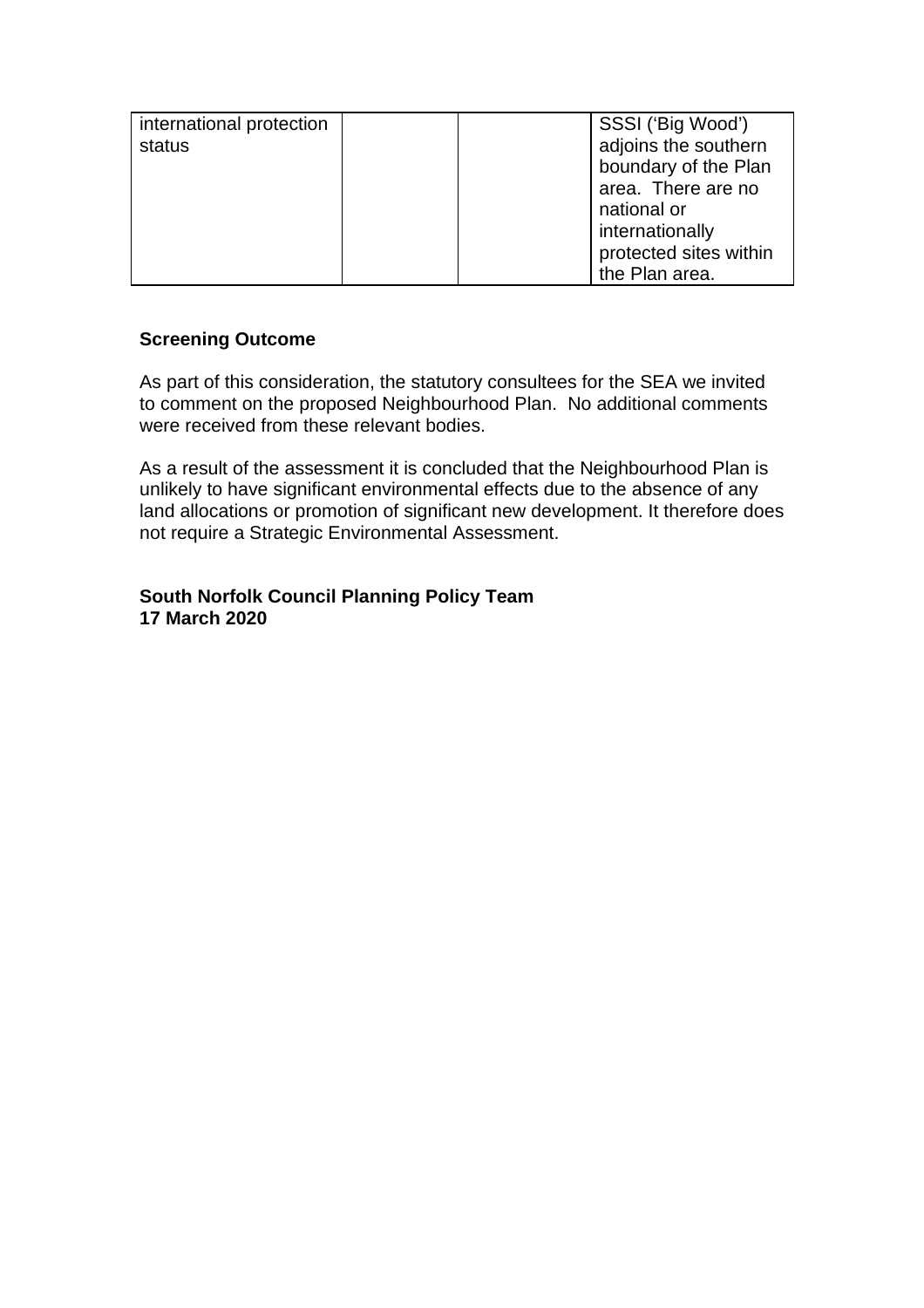| | | | |
|---|---|---|---|
| international protection status | | | SSSI ('Big Wood') adjoins the southern boundary of the Plan area. There are no national or internationally protected sites within the Plan area. |

**Screening Outcome**

As part of this consideration, the statutory consultees for the SEA we invited to comment on the proposed Neighbourhood Plan. No additional comments were received from these relevant bodies.

As a result of the assessment it is concluded that the Neighbourhood Plan is unlikely to have significant environmental effects due to the absence of any land allocations or promotion of significant new development. It therefore does not require a Strategic Environmental Assessment.

**South Norfolk Council Planning Policy Team**
**17 March 2020**